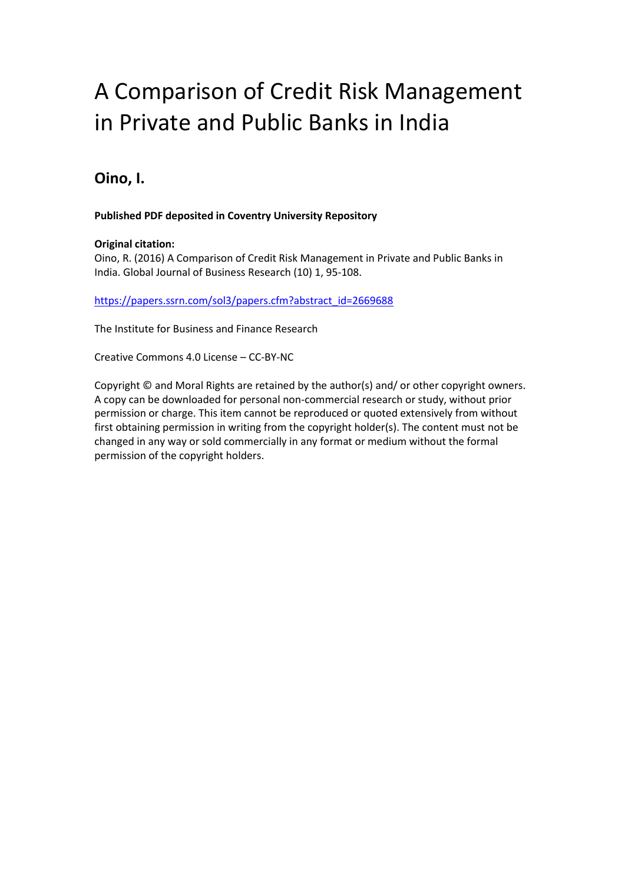# A Comparison of Credit Risk Management in Private and Public Banks in India

## Oino, I.

**Published PDF deposited in Coventry University Repository**

**Original citation:**
Oino, R. (2016) A Comparison of Credit Risk Management in Private and Public Banks in India. Global Journal of Business Research (10) 1, 95-108.

https://papers.ssrn.com/sol3/papers.cfm?abstract_id=2669688

The Institute for Business and Finance Research

Creative Commons 4.0 License – CC-BY-NC

Copyright © and Moral Rights are retained by the author(s) and/ or other copyright owners. A copy can be downloaded for personal non-commercial research or study, without prior permission or charge. This item cannot be reproduced or quoted extensively from without first obtaining permission in writing from the copyright holder(s). The content must not be changed in any way or sold commercially in any format or medium without the formal permission of the copyright holders.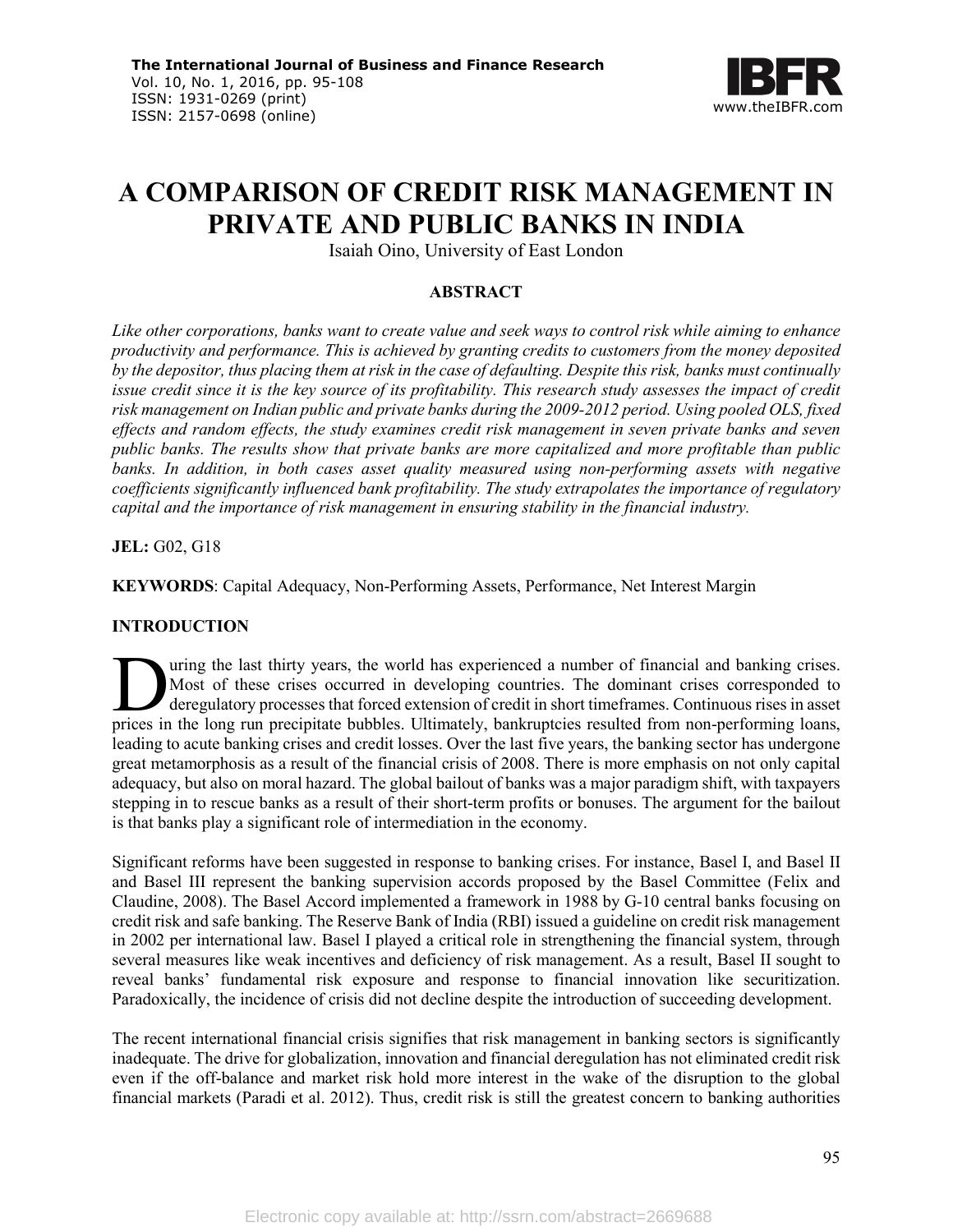# A COMPARISON OF CREDIT RISK MANAGEMENT IN PRIVATE AND PUBLIC BANKS IN INDIA

Isaiah Oino, University of East London

## ABSTRACT

*Like other corporations, banks want to create value and seek ways to control risk while aiming to enhance productivity and performance. This is achieved by granting credits to customers from the money deposited by the depositor, thus placing them at risk in the case of defaulting. Despite this risk, banks must continually issue credit since it is the key source of its profitability. This research study assesses the impact of credit risk management on Indian public and private banks during the 2009-2012 period. Using pooled OLS, fixed effects and random effects, the study examines credit risk management in seven private banks and seven public banks. The results show that private banks are more capitalized and more profitable than public banks. In addition, in both cases asset quality measured using non-performing assets with negative coefficients significantly influenced bank profitability. The study extrapolates the importance of regulatory capital and the importance of risk management in ensuring stability in the financial industry.*

**JEL:** G02, G18

**KEYWORDS**: Capital Adequacy, Non-Performing Assets, Performance, Net Interest Margin

## INTRODUCTION

During the last thirty years, the world has experienced a number of financial and banking crises. Most of these crises occurred in developing countries. The dominant crises corresponded to deregulatory processes that forced extension of credit in short timeframes. Continuous rises in asset prices in the long run precipitate bubbles. Ultimately, bankruptcies resulted from non-performing loans, leading to acute banking crises and credit losses. Over the last five years, the banking sector has undergone great metamorphosis as a result of the financial crisis of 2008. There is more emphasis on not only capital adequacy, but also on moral hazard. The global bailout of banks was a major paradigm shift, with taxpayers stepping in to rescue banks as a result of their short-term profits or bonuses. The argument for the bailout is that banks play a significant role of intermediation in the economy.

Significant reforms have been suggested in response to banking crises. For instance, Basel I, and Basel II and Basel III represent the banking supervision accords proposed by the Basel Committee (Felix and Claudine, 2008). The Basel Accord implemented a framework in 1988 by G-10 central banks focusing on credit risk and safe banking. The Reserve Bank of India (RBI) issued a guideline on credit risk management in 2002 per international law. Basel I played a critical role in strengthening the financial system, through several measures like weak incentives and deficiency of risk management. As a result, Basel II sought to reveal banks' fundamental risk exposure and response to financial innovation like securitization. Paradoxically, the incidence of crisis did not decline despite the introduction of succeeding development.

The recent international financial crisis signifies that risk management in banking sectors is significantly inadequate. The drive for globalization, innovation and financial deregulation has not eliminated credit risk even if the off-balance and market risk hold more interest in the wake of the disruption to the global financial markets (Paradi et al. 2012). Thus, credit risk is still the greatest concern to banking authorities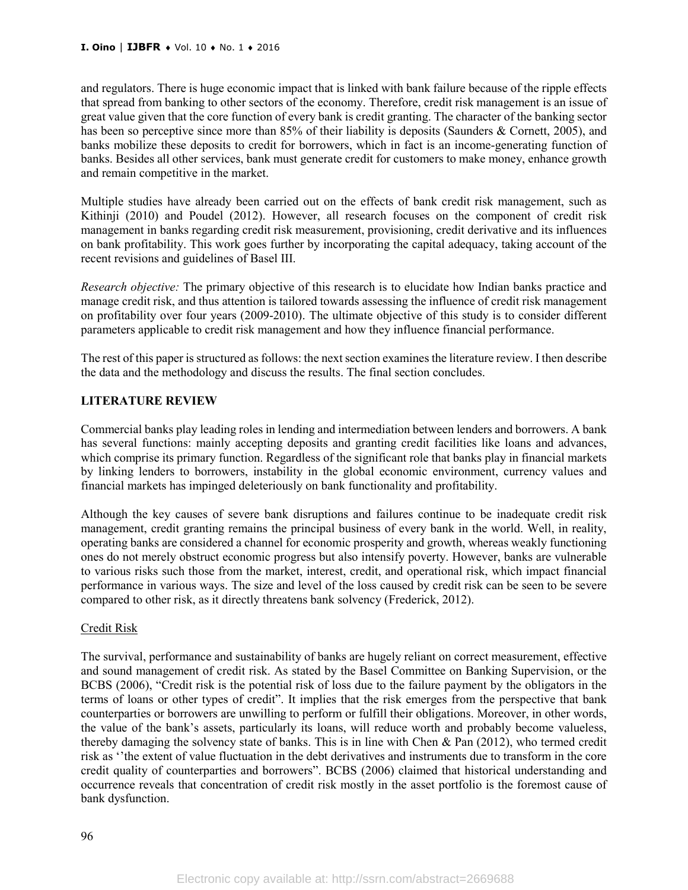and regulators. There is huge economic impact that is linked with bank failure because of the ripple effects that spread from banking to other sectors of the economy. Therefore, credit risk management is an issue of great value given that the core function of every bank is credit granting. The character of the banking sector has been so perceptive since more than 85% of their liability is deposits (Saunders & Cornett, 2005), and banks mobilize these deposits to credit for borrowers, which in fact is an income-generating function of banks. Besides all other services, bank must generate credit for customers to make money, enhance growth and remain competitive in the market.

Multiple studies have already been carried out on the effects of bank credit risk management, such as Kithinji (2010) and Poudel (2012). However, all research focuses on the component of credit risk management in banks regarding credit risk measurement, provisioning, credit derivative and its influences on bank profitability. This work goes further by incorporating the capital adequacy, taking account of the recent revisions and guidelines of Basel III.

*Research objective:* The primary objective of this research is to elucidate how Indian banks practice and manage credit risk, and thus attention is tailored towards assessing the influence of credit risk management on profitability over four years (2009-2010). The ultimate objective of this study is to consider different parameters applicable to credit risk management and how they influence financial performance.

The rest of this paper is structured as follows: the next section examines the literature review. I then describe the data and the methodology and discuss the results. The final section concludes.

## LITERATURE REVIEW

Commercial banks play leading roles in lending and intermediation between lenders and borrowers. A bank has several functions: mainly accepting deposits and granting credit facilities like loans and advances, which comprise its primary function. Regardless of the significant role that banks play in financial markets by linking lenders to borrowers, instability in the global economic environment, currency values and financial markets has impinged deleteriously on bank functionality and profitability.

Although the key causes of severe bank disruptions and failures continue to be inadequate credit risk management, credit granting remains the principal business of every bank in the world. Well, in reality, operating banks are considered a channel for economic prosperity and growth, whereas weakly functioning ones do not merely obstruct economic progress but also intensify poverty. However, banks are vulnerable to various risks such those from the market, interest, credit, and operational risk, which impact financial performance in various ways. The size and level of the loss caused by credit risk can be seen to be severe compared to other risk, as it directly threatens bank solvency (Frederick, 2012).

### Credit Risk

The survival, performance and sustainability of banks are hugely reliant on correct measurement, effective and sound management of credit risk. As stated by the Basel Committee on Banking Supervision, or the BCBS (2006), "Credit risk is the potential risk of loss due to the failure payment by the obligators in the terms of loans or other types of credit". It implies that the risk emerges from the perspective that bank counterparties or borrowers are unwilling to perform or fulfill their obligations. Moreover, in other words, the value of the bank's assets, particularly its loans, will reduce worth and probably become valueless, thereby damaging the solvency state of banks. This is in line with Chen & Pan (2012), who termed credit risk as ''the extent of value fluctuation in the debt derivatives and instruments due to transform in the core credit quality of counterparties and borrowers". BCBS (2006) claimed that historical understanding and occurrence reveals that concentration of credit risk mostly in the asset portfolio is the foremost cause of bank dysfunction.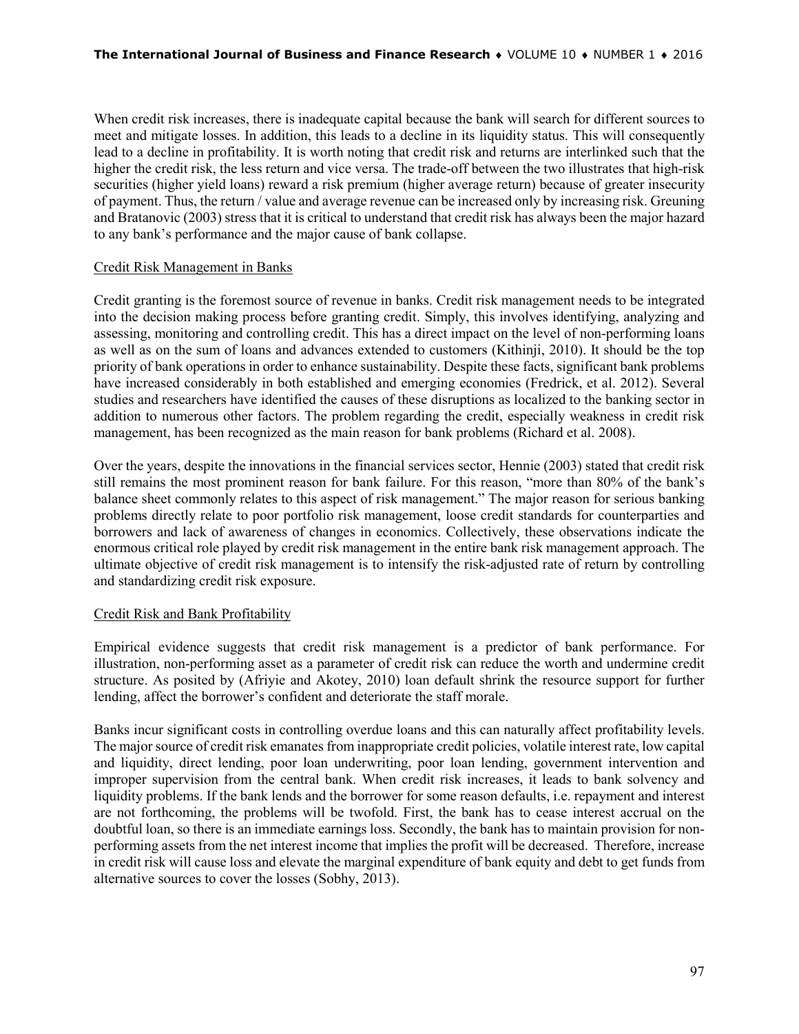When credit risk increases, there is inadequate capital because the bank will search for different sources to meet and mitigate losses. In addition, this leads to a decline in its liquidity status. This will consequently lead to a decline in profitability. It is worth noting that credit risk and returns are interlinked such that the higher the credit risk, the less return and vice versa. The trade-off between the two illustrates that high-risk securities (higher yield loans) reward a risk premium (higher average return) because of greater insecurity of payment. Thus, the return / value and average revenue can be increased only by increasing risk. Greuning and Bratanovic (2003) stress that it is critical to understand that credit risk has always been the major hazard to any bank's performance and the major cause of bank collapse.

### Credit Risk Management in Banks

Credit granting is the foremost source of revenue in banks. Credit risk management needs to be integrated into the decision making process before granting credit. Simply, this involves identifying, analyzing and assessing, monitoring and controlling credit. This has a direct impact on the level of non-performing loans as well as on the sum of loans and advances extended to customers (Kithinji, 2010). It should be the top priority of bank operations in order to enhance sustainability. Despite these facts, significant bank problems have increased considerably in both established and emerging economies (Fredrick, et al. 2012). Several studies and researchers have identified the causes of these disruptions as localized to the banking sector in addition to numerous other factors. The problem regarding the credit, especially weakness in credit risk management, has been recognized as the main reason for bank problems (Richard et al. 2008).

Over the years, despite the innovations in the financial services sector, Hennie (2003) stated that credit risk still remains the most prominent reason for bank failure. For this reason, "more than 80% of the bank's balance sheet commonly relates to this aspect of risk management." The major reason for serious banking problems directly relate to poor portfolio risk management, loose credit standards for counterparties and borrowers and lack of awareness of changes in economics. Collectively, these observations indicate the enormous critical role played by credit risk management in the entire bank risk management approach. The ultimate objective of credit risk management is to intensify the risk-adjusted rate of return by controlling and standardizing credit risk exposure.

### Credit Risk and Bank Profitability

Empirical evidence suggests that credit risk management is a predictor of bank performance. For illustration, non-performing asset as a parameter of credit risk can reduce the worth and undermine credit structure. As posited by (Afriyie and Akotey, 2010) loan default shrink the resource support for further lending, affect the borrower's confident and deteriorate the staff morale.

Banks incur significant costs in controlling overdue loans and this can naturally affect profitability levels. The major source of credit risk emanates from inappropriate credit policies, volatile interest rate, low capital and liquidity, direct lending, poor loan underwriting, poor loan lending, government intervention and improper supervision from the central bank. When credit risk increases, it leads to bank solvency and liquidity problems. If the bank lends and the borrower for some reason defaults, i.e. repayment and interest are not forthcoming, the problems will be twofold. First, the bank has to cease interest accrual on the doubtful loan, so there is an immediate earnings loss. Secondly, the bank has to maintain provision for non-performing assets from the net interest income that implies the profit will be decreased. Therefore, increase in credit risk will cause loss and elevate the marginal expenditure of bank equity and debt to get funds from alternative sources to cover the losses (Sobhy, 2013).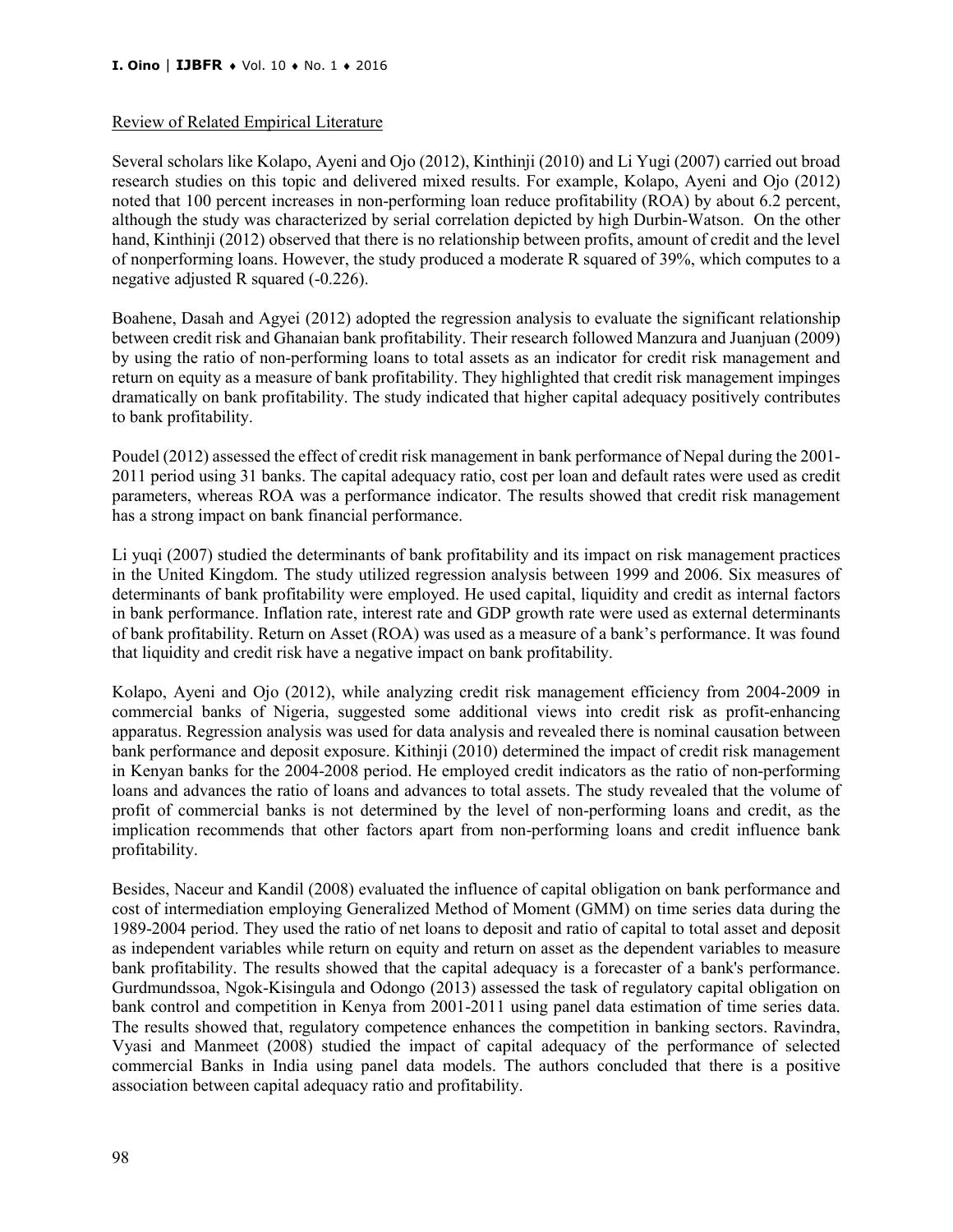## Review of Related Empirical Literature

Several scholars like Kolapo, Ayeni and Ojo (2012), Kinthinji (2010) and Li Yugi (2007) carried out broad research studies on this topic and delivered mixed results. For example, Kolapo, Ayeni and Ojo (2012) noted that 100 percent increases in non-performing loan reduce profitability (ROA) by about 6.2 percent, although the study was characterized by serial correlation depicted by high Durbin-Watson. On the other hand, Kinthinji (2012) observed that there is no relationship between profits, amount of credit and the level of nonperforming loans. However, the study produced a moderate R squared of 39%, which computes to a negative adjusted R squared (-0.226).

Boahene, Dasah and Agyei (2012) adopted the regression analysis to evaluate the significant relationship between credit risk and Ghanaian bank profitability. Their research followed Manzura and Juanjuan (2009) by using the ratio of non-performing loans to total assets as an indicator for credit risk management and return on equity as a measure of bank profitability. They highlighted that credit risk management impinges dramatically on bank profitability. The study indicated that higher capital adequacy positively contributes to bank profitability.

Poudel (2012) assessed the effect of credit risk management in bank performance of Nepal during the 2001-2011 period using 31 banks. The capital adequacy ratio, cost per loan and default rates were used as credit parameters, whereas ROA was a performance indicator. The results showed that credit risk management has a strong impact on bank financial performance.

Li yuqi (2007) studied the determinants of bank profitability and its impact on risk management practices in the United Kingdom. The study utilized regression analysis between 1999 and 2006. Six measures of determinants of bank profitability were employed. He used capital, liquidity and credit as internal factors in bank performance. Inflation rate, interest rate and GDP growth rate were used as external determinants of bank profitability. Return on Asset (ROA) was used as a measure of a bank's performance. It was found that liquidity and credit risk have a negative impact on bank profitability.

Kolapo, Ayeni and Ojo (2012), while analyzing credit risk management efficiency from 2004-2009 in commercial banks of Nigeria, suggested some additional views into credit risk as profit-enhancing apparatus. Regression analysis was used for data analysis and revealed there is nominal causation between bank performance and deposit exposure. Kithinji (2010) determined the impact of credit risk management in Kenyan banks for the 2004-2008 period. He employed credit indicators as the ratio of non-performing loans and advances the ratio of loans and advances to total assets. The study revealed that the volume of profit of commercial banks is not determined by the level of non-performing loans and credit, as the implication recommends that other factors apart from non-performing loans and credit influence bank profitability.

Besides, Naceur and Kandil (2008) evaluated the influence of capital obligation on bank performance and cost of intermediation employing Generalized Method of Moment (GMM) on time series data during the 1989-2004 period. They used the ratio of net loans to deposit and ratio of capital to total asset and deposit as independent variables while return on equity and return on asset as the dependent variables to measure bank profitability. The results showed that the capital adequacy is a forecaster of a bank's performance. Gurdmundssoa, Ngok-Kisingula and Odongo (2013) assessed the task of regulatory capital obligation on bank control and competition in Kenya from 2001-2011 using panel data estimation of time series data. The results showed that, regulatory competence enhances the competition in banking sectors. Ravindra, Vyasi and Manmeet (2008) studied the impact of capital adequacy of the performance of selected commercial Banks in India using panel data models. The authors concluded that there is a positive association between capital adequacy ratio and profitability.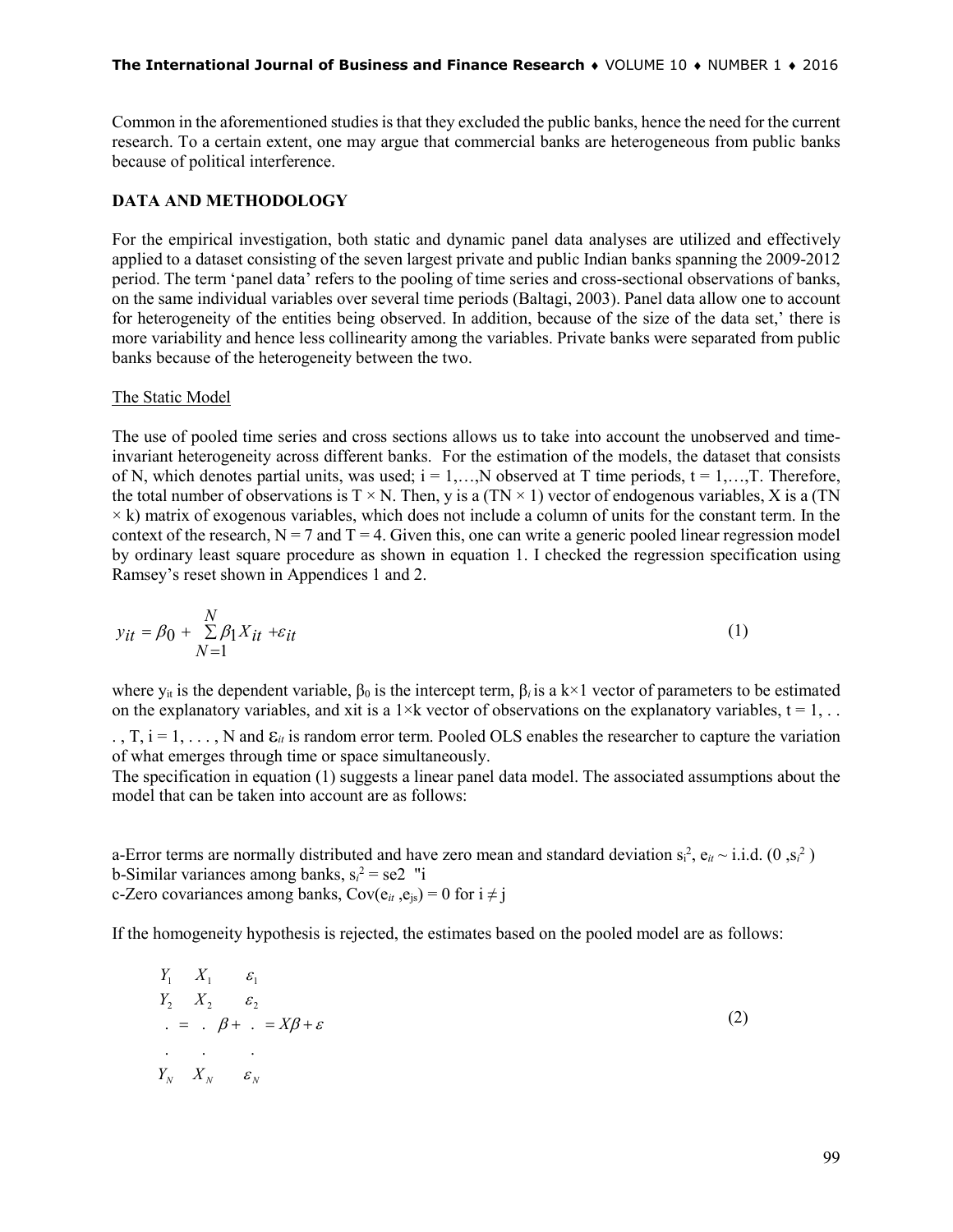Common in the aforementioned studies is that they excluded the public banks, hence the need for the current research. To a certain extent, one may argue that commercial banks are heterogeneous from public banks because of political interference.

## DATA AND METHODOLOGY

For the empirical investigation, both static and dynamic panel data analyses are utilized and effectively applied to a dataset consisting of the seven largest private and public Indian banks spanning the 2009-2012 period. The term 'panel data' refers to the pooling of time series and cross-sectional observations of banks, on the same individual variables over several time periods (Baltagi, 2003). Panel data allow one to account for heterogeneity of the entities being observed. In addition, because of the size of the data set,' there is more variability and hence less collinearity among the variables. Private banks were separated from public banks because of the heterogeneity between the two.

### The Static Model

The use of pooled time series and cross sections allows us to take into account the unobserved and time-invariant heterogeneity across different banks. For the estimation of the models, the dataset that consists of N, which denotes partial units, was used; i = 1,…,N observed at T time periods, t = 1,…,T. Therefore, the total number of observations is T × N. Then, y is a (TN × 1) vector of endogenous variables, X is a (TN × k) matrix of exogenous variables, which does not include a column of units for the constant term. In the context of the research, N = 7 and T = 4. Given this, one can write a generic pooled linear regression model by ordinary least square procedure as shown in equation 1. I checked the regression specification using Ramsey's reset shown in Appendices 1 and 2.

$$y_{it} = \beta_0 + \sum_{N=1}^{N} \beta_1 X_{it} + \varepsilon_{it} \tag{1}$$

where $y_{it}$ is the dependent variable, $\beta_0$ is the intercept term, $\beta_i$ is a k×1 vector of parameters to be estimated on the explanatory variables, and xit is a 1×k vector of observations on the explanatory variables, t = 1, . . . , T, i = 1, . . . , N and $\varepsilon_{it}$ is random error term. Pooled OLS enables the researcher to capture the variation of what emerges through time or space simultaneously.
The specification in equation (1) suggests a linear panel data model. The associated assumptions about the model that can be taken into account are as follows:

a-Error terms are normally distributed and have zero mean and standard deviation $s_i^2$, $e_{it}$ ~ i.i.d. $(0, s_i^2)$
b-Similar variances among banks, $s_i^2$ = se2 "i
c-Zero covariances among banks, $Cov(e_{it}, e_{js}) = 0$ for $i \neq j$

If the homogeneity hypothesis is rejected, the estimates based on the pooled model are as follows:

$$\begin{matrix} Y_1 \\ Y_2 \\ . \\ . \\ Y_N \end{matrix} = \begin{matrix} X_1 \\ X_2 \\ . \\ . \\ X_N \end{matrix} \beta + \begin{matrix} \varepsilon_1 \\ \varepsilon_2 \\ . \\ . \\ \varepsilon_N \end{matrix} = X\beta + \varepsilon \tag{2}$$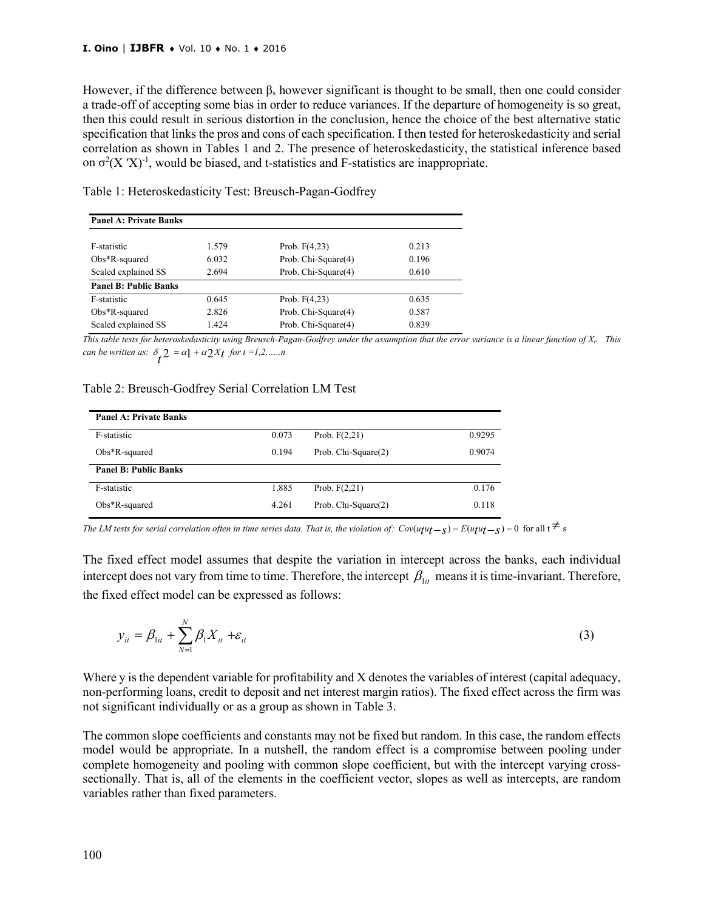However, if the difference between $\beta_s$ however significant is thought to be small, then one could consider a trade-off of accepting some bias in order to reduce variances. If the departure of homogeneity is so great, then this could result in serious distortion in the conclusion, hence the choice of the best alternative static specification that links the pros and cons of each specification. I then tested for heteroskedasticity and serial correlation as shown in Tables 1 and 2. The presence of heteroskedasticity, the statistical inference based on $\sigma^2(X'X)^{-1}$, would be biased, and t-statistics and F-statistics are inappropriate.

Table 1: Heteroskedasticity Test: Breusch-Pagan-Godfrey

| **Panel A: Private Banks** | | | |
|---|---|---|---|
| F-statistic | 1.579 | Prob. F(4,23) | 0.213 |
| Obs*R-squared | 6.032 | Prob. Chi-Square(4) | 0.196 |
| Scaled explained SS | 2.694 | Prob. Chi-Square(4) | 0.610 |
| **Panel B: Public Banks** | | | |
| F-statistic | 0.645 | Prob. F(4,23) | 0.635 |
| Obs*R-squared | 2.826 | Prob. Chi-Square(4) | 0.587 |
| Scaled explained SS | 1.424 | Prob. Chi-Square(4) | 0.839 |

*This table tests for heteroskedasticity using Breusch-Pagan-Godfrey under the assumption that the error variance is a linear function of $X_t$. This can be written as:* $\delta_t^2 = \alpha_1 + \alpha_2 X_t$ *for t =1,2,.....n*

Table 2: Breusch-Godfrey Serial Correlation LM Test

| **Panel A: Private Banks** | | | |
|---|---|---|---|
| F-statistic | 0.073 | Prob. F(2,21) | 0.9295 |
| Obs*R-squared | 0.194 | Prob. Chi-Square(2) | 0.9074 |
| **Panel B: Public Banks** | | | |
| F-statistic | 1.885 | Prob. F(2,21) | 0.176 |
| Obs*R-squared | 4.261 | Prob. Chi-Square(2) | 0.118 |

*The LM tests for serial correlation often in time series data. That is, the violation of:* $Cov(u_t u_{t-s}) = E(u_t u_{t-s}) = 0$ for all $t \neq s$

The fixed effect model assumes that despite the variation in intercept across the banks, each individual intercept does not vary from time to time. Therefore, the intercept $\beta_{1it}$ means it is time-invariant. Therefore, the fixed effect model can be expressed as follows:

$$y_{it} = \beta_{1it} + \sum_{N=1}^{N} \beta_1 X_{it} + \varepsilon_{it} \tag{3}$$

Where y is the dependent variable for profitability and X denotes the variables of interest (capital adequacy, non-performing loans, credit to deposit and net interest margin ratios). The fixed effect across the firm was not significant individually or as a group as shown in Table 3.

The common slope coefficients and constants may not be fixed but random. In this case, the random effects model would be appropriate. In a nutshell, the random effect is a compromise between pooling under complete homogeneity and pooling with common slope coefficient, but with the intercept varying cross-sectionally. That is, all of the elements in the coefficient vector, slopes as well as intercepts, are random variables rather than fixed parameters.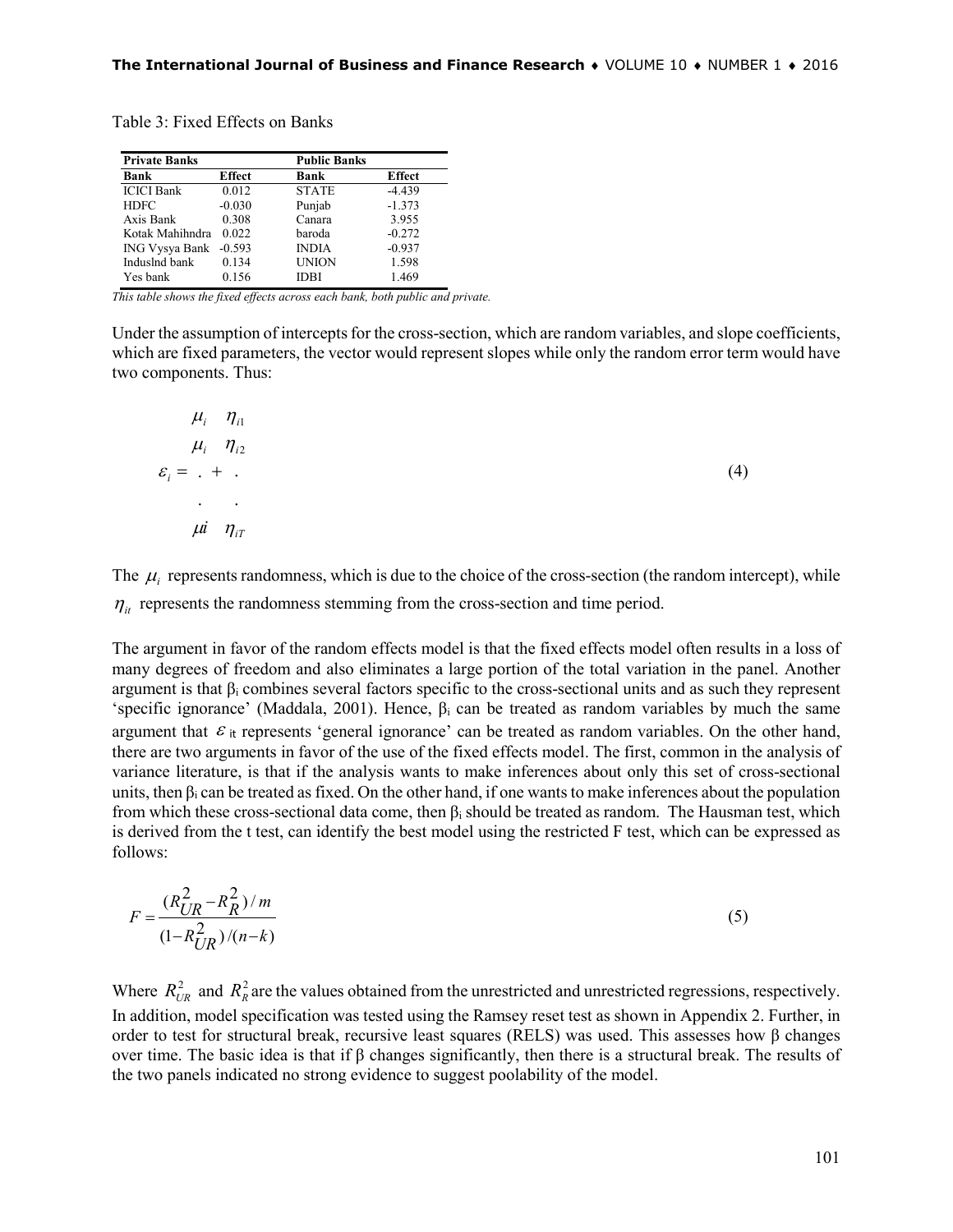Table 3: Fixed Effects on Banks

| Private Banks | | Public Banks | |
|---|---|---|---|
| Bank | Effect | Bank | Effect |
| ICICI Bank | 0.012 | STATE | -4.439 |
| HDFC | -0.030 | Punjab | -1.373 |
| Axis Bank | 0.308 | Canara | 3.955 |
| Kotak Mahihndra | 0.022 | baroda | -0.272 |
| ING Vysya Bank | -0.593 | INDIA | -0.937 |
| Induslnd bank | 0.134 | UNION | 1.598 |
| Yes bank | 0.156 | IDBI | 1.469 |

*This table shows the fixed effects across each bank, both public and private.*

Under the assumption of intercepts for the cross-section, which are random variables, and slope coefficients, which are fixed parameters, the vector would represent slopes while only the random error term would have two components. Thus:

$$\varepsilon_i = \begin{matrix} \mu_i \\ \mu_i \\ . \\ . \\ \mu i \end{matrix} + \begin{matrix} \eta_{i1} \\ \eta_{i2} \\ . \\ . \\ \eta_{iT} \end{matrix} \tag{4}$$

The $\mu_i$ represents randomness, which is due to the choice of the cross-section (the random intercept), while $\eta_{it}$ represents the randomness stemming from the cross-section and time period.

The argument in favor of the random effects model is that the fixed effects model often results in a loss of many degrees of freedom and also eliminates a large portion of the total variation in the panel. Another argument is that $\beta_i$ combines several factors specific to the cross-sectional units and as such they represent 'specific ignorance' (Maddala, 2001). Hence, $\beta_i$ can be treated as random variables by much the same argument that $\varepsilon_{it}$ represents 'general ignorance' can be treated as random variables. On the other hand, there are two arguments in favor of the use of the fixed effects model. The first, common in the analysis of variance literature, is that if the analysis wants to make inferences about only this set of cross-sectional units, then $\beta_i$ can be treated as fixed. On the other hand, if one wants to make inferences about the population from which these cross-sectional data come, then $\beta_i$ should be treated as random. The Hausman test, which is derived from the t test, can identify the best model using the restricted F test, which can be expressed as follows:

$$F = \frac{(R_{UR}^2 - R_R^2)/m}{(1 - R_{UR}^2)/(n-k)} \tag{5}$$

Where $R_{UR}^2$ and $R_R^2$ are the values obtained from the unrestricted and unrestricted regressions, respectively. In addition, model specification was tested using the Ramsey reset test as shown in Appendix 2. Further, in order to test for structural break, recursive least squares (RELS) was used. This assesses how β changes over time. The basic idea is that if β changes significantly, then there is a structural break. The results of the two panels indicated no strong evidence to suggest poolability of the model.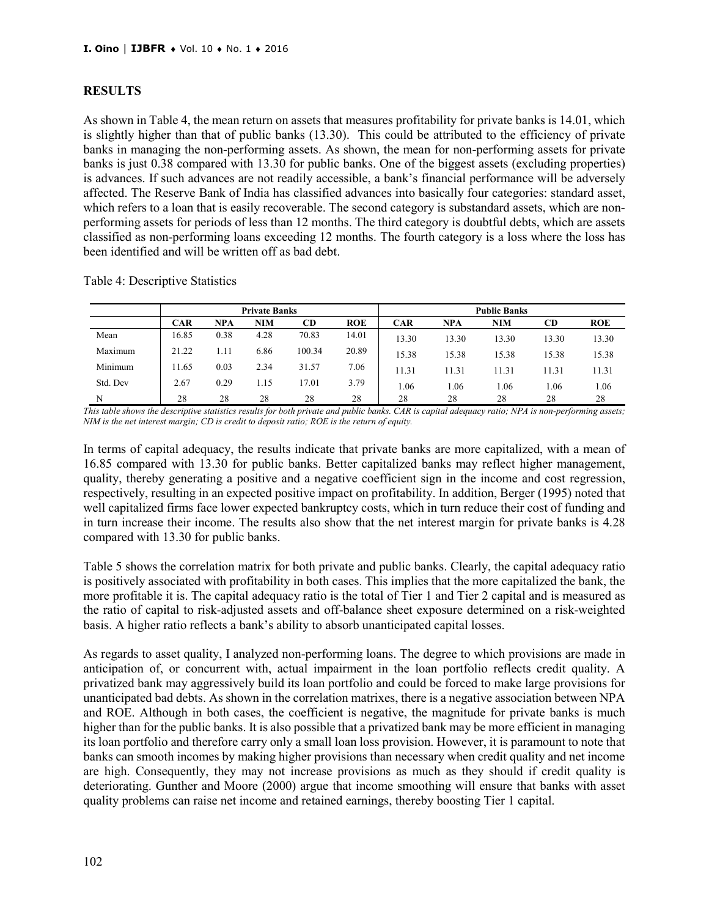## RESULTS

As shown in Table 4, the mean return on assets that measures profitability for private banks is 14.01, which is slightly higher than that of public banks (13.30). This could be attributed to the efficiency of private banks in managing the non-performing assets. As shown, the mean for non-performing assets for private banks is just 0.38 compared with 13.30 for public banks. One of the biggest assets (excluding properties) is advances. If such advances are not readily accessible, a bank's financial performance will be adversely affected. The Reserve Bank of India has classified advances into basically four categories: standard asset, which refers to a loan that is easily recoverable. The second category is substandard assets, which are non-performing assets for periods of less than 12 months. The third category is doubtful debts, which are assets classified as non-performing loans exceeding 12 months. The fourth category is a loss where the loss has been identified and will be written off as bad debt.

Table 4: Descriptive Statistics

| | Private Banks | | | | | Public Banks | | | | |
|---|---|---|---|---|---|---|---|---|---|---|
| | CAR | NPA | NIM | CD | ROE | CAR | NPA | NIM | CD | ROE |
| Mean | 16.85 | 0.38 | 4.28 | 70.83 | 14.01 | 13.30 | 13.30 | 13.30 | 13.30 | 13.30 |
| Maximum | 21.22 | 1.11 | 6.86 | 100.34 | 20.89 | 15.38 | 15.38 | 15.38 | 15.38 | 15.38 |
| Minimum | 11.65 | 0.03 | 2.34 | 31.57 | 7.06 | 11.31 | 11.31 | 11.31 | 11.31 | 11.31 |
| Std. Dev | 2.67 | 0.29 | 1.15 | 17.01 | 3.79 | 1.06 | 1.06 | 1.06 | 1.06 | 1.06 |
| N | 28 | 28 | 28 | 28 | 28 | 28 | 28 | 28 | 28 | 28 |

*This table shows the descriptive statistics results for both private and public banks. CAR is capital adequacy ratio; NPA is non-performing assets; NIM is the net interest margin; CD is credit to deposit ratio; ROE is the return of equity.*

In terms of capital adequacy, the results indicate that private banks are more capitalized, with a mean of 16.85 compared with 13.30 for public banks. Better capitalized banks may reflect higher management, quality, thereby generating a positive and a negative coefficient sign in the income and cost regression, respectively, resulting in an expected positive impact on profitability. In addition, Berger (1995) noted that well capitalized firms face lower expected bankruptcy costs, which in turn reduce their cost of funding and in turn increase their income. The results also show that the net interest margin for private banks is 4.28 compared with 13.30 for public banks.

Table 5 shows the correlation matrix for both private and public banks. Clearly, the capital adequacy ratio is positively associated with profitability in both cases. This implies that the more capitalized the bank, the more profitable it is. The capital adequacy ratio is the total of Tier 1 and Tier 2 capital and is measured as the ratio of capital to risk-adjusted assets and off-balance sheet exposure determined on a risk-weighted basis. A higher ratio reflects a bank's ability to absorb unanticipated capital losses.

As regards to asset quality, I analyzed non-performing loans. The degree to which provisions are made in anticipation of, or concurrent with, actual impairment in the loan portfolio reflects credit quality. A privatized bank may aggressively build its loan portfolio and could be forced to make large provisions for unanticipated bad debts. As shown in the correlation matrixes, there is a negative association between NPA and ROE. Although in both cases, the coefficient is negative, the magnitude for private banks is much higher than for the public banks. It is also possible that a privatized bank may be more efficient in managing its loan portfolio and therefore carry only a small loan loss provision. However, it is paramount to note that banks can smooth incomes by making higher provisions than necessary when credit quality and net income are high. Consequently, they may not increase provisions as much as they should if credit quality is deteriorating. Gunther and Moore (2000) argue that income smoothing will ensure that banks with asset quality problems can raise net income and retained earnings, thereby boosting Tier 1 capital.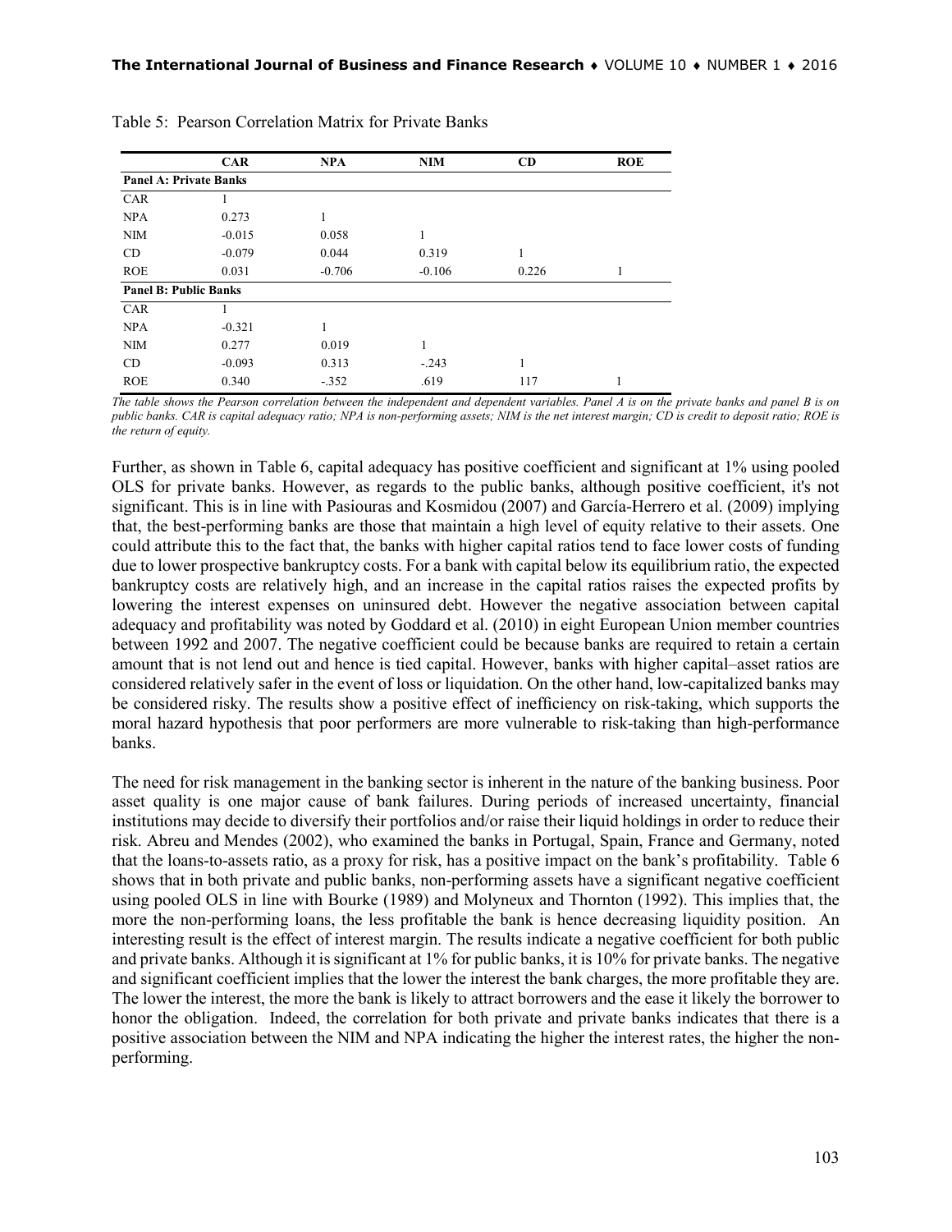Table 5: Pearson Correlation Matrix for Private Banks

| | CAR | NPA | NIM | CD | ROE |
|---|---|---|---|---|---|
| **Panel A: Private Banks** | | | | | |
| CAR | 1 | | | | |
| NPA | 0.273 | 1 | | | |
| NIM | -0.015 | 0.058 | 1 | | |
| CD | -0.079 | 0.044 | 0.319 | 1 | |
| ROE | 0.031 | -0.706 | -0.106 | 0.226 | 1 |
| **Panel B: Public Banks** | | | | | |
| CAR | 1 | | | | |
| NPA | -0.321 | 1 | | | |
| NIM | 0.277 | 0.019 | 1 | | |
| CD | -0.093 | 0.313 | -.243 | 1 | |
| ROE | 0.340 | -.352 | .619 | 117 | 1 |

*The table shows the Pearson correlation between the independent and dependent variables. Panel A is on the private banks and panel B is on public banks. CAR is capital adequacy ratio; NPA is non-performing assets; NIM is the net interest margin; CD is credit to deposit ratio; ROE is the return of equity.*

Further, as shown in Table 6, capital adequacy has positive coefficient and significant at 1% using pooled OLS for private banks. However, as regards to the public banks, although positive coefficient, it's not significant. This is in line with Pasiouras and Kosmidou (2007) and García-Herrero et al. (2009) implying that, the best-performing banks are those that maintain a high level of equity relative to their assets. One could attribute this to the fact that, the banks with higher capital ratios tend to face lower costs of funding due to lower prospective bankruptcy costs. For a bank with capital below its equilibrium ratio, the expected bankruptcy costs are relatively high, and an increase in the capital ratios raises the expected profits by lowering the interest expenses on uninsured debt. However the negative association between capital adequacy and profitability was noted by Goddard et al. (2010) in eight European Union member countries between 1992 and 2007. The negative coefficient could be because banks are required to retain a certain amount that is not lend out and hence is tied capital. However, banks with higher capital–asset ratios are considered relatively safer in the event of loss or liquidation. On the other hand, low-capitalized banks may be considered risky. The results show a positive effect of inefficiency on risk-taking, which supports the moral hazard hypothesis that poor performers are more vulnerable to risk-taking than high-performance banks.

The need for risk management in the banking sector is inherent in the nature of the banking business. Poor asset quality is one major cause of bank failures. During periods of increased uncertainty, financial institutions may decide to diversify their portfolios and/or raise their liquid holdings in order to reduce their risk. Abreu and Mendes (2002), who examined the banks in Portugal, Spain, France and Germany, noted that the loans-to-assets ratio, as a proxy for risk, has a positive impact on the bank's profitability. Table 6 shows that in both private and public banks, non-performing assets have a significant negative coefficient using pooled OLS in line with Bourke (1989) and Molyneux and Thornton (1992). This implies that, the more the non-performing loans, the less profitable the bank is hence decreasing liquidity position. An interesting result is the effect of interest margin. The results indicate a negative coefficient for both public and private banks. Although it is significant at 1% for public banks, it is 10% for private banks. The negative and significant coefficient implies that the lower the interest the bank charges, the more profitable they are. The lower the interest, the more the bank is likely to attract borrowers and the ease it likely the borrower to honor the obligation. Indeed, the correlation for both private and private banks indicates that there is a positive association between the NIM and NPA indicating the higher the interest rates, the higher the non-performing.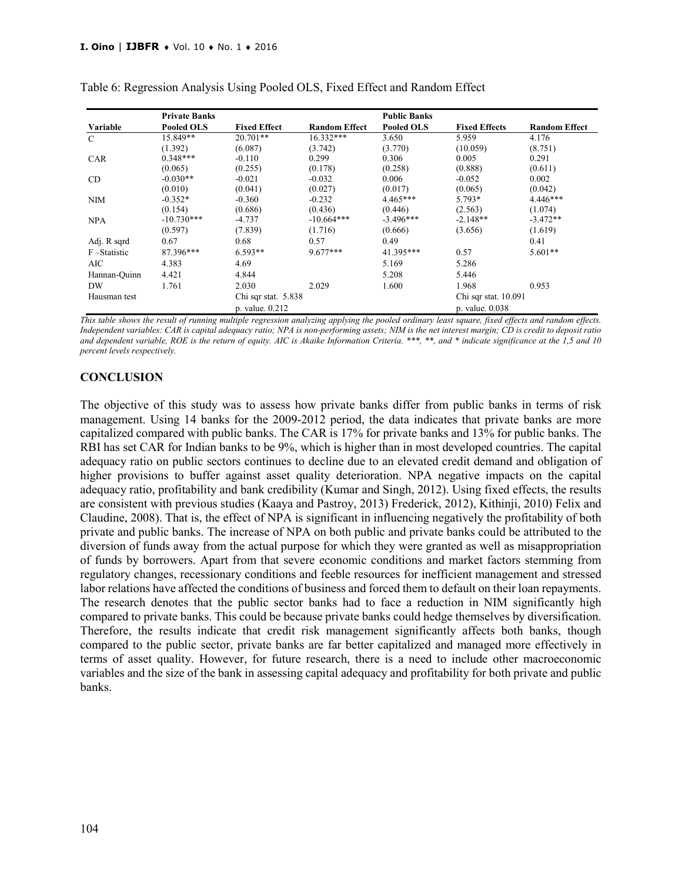Table 6: Regression Analysis Using Pooled OLS, Fixed Effect and Random Effect

| | Private Banks | | | Public Banks | | |
|---|---|---|---|---|---|---|
| Variable | Pooled OLS | Fixed Effect | Random Effect | Pooled OLS | Fixed Effects | Random Effect |
| C | 15.849** | 20.701** | 16.332*** | 3.650 | 5.959 | 4.176 |
| | (1.392) | (6.087) | (3.742) | (3.770) | (10.059) | (8.751) |
| CAR | 0.348*** | -0.110 | 0.299 | 0.306 | 0.005 | 0.291 |
| | (0.065) | (0.255) | (0.178) | (0.258) | (0.888) | (0.611) |
| CD | -0.030** | -0.021 | -0.032 | 0.006 | -0.052 | 0.002 |
| | (0.010) | (0.041) | (0.027) | (0.017) | (0.065) | (0.042) |
| NIM | -0.352* | -0.360 | -0.232 | 4.465*** | 5.793* | 4.446*** |
| | (0.154) | (0.686) | (0.436) | (0.446) | (2.563) | (1.074) |
| NPA | -10.730*** | -4.737 | -10.664*** | -3.496*** | -2.148** | -3.472** |
| | (0.597) | (7.839) | (1.716) | (0.666) | (3.656) | (1.619) |
| Adj. R sqrd | 0.67 | 0.68 | 0.57 | 0.49 | | 0.41 |
| F –Statistic | 87.396*** | 6.593** | 9.677*** | 41.395*** | 0.57 | 5.601** |
| AIC | 4.383 | 4.69 | | 5.169 | 5.286 | |
| Hannan-Quinn | 4.421 | 4.844 | | 5.208 | 5.446 | |
| DW | 1.761 | 2.030 | 2.029 | 1.600 | 1.968 | 0.953 |
| Hausman test | | Chi sqr stat. 5.838 | | | Chi sqr stat. 10.091 | |
| | | p. value. 0.212 | | | p. value. 0.038 | |

*This table shows the result of running multiple regression analyzing applying the pooled ordinary least square, fixed effects and random effects. Independent variables: CAR is capital adequacy ratio; NPA is non-performing assets; NIM is the net interest margin; CD is credit to deposit ratio and dependent variable, ROE is the return of equity. AIC is Akaike Information Criteria. ***, **, and * indicate significance at the 1,5 and 10 percent levels respectively.*

## CONCLUSION

The objective of this study was to assess how private banks differ from public banks in terms of risk management. Using 14 banks for the 2009-2012 period, the data indicates that private banks are more capitalized compared with public banks. The CAR is 17% for private banks and 13% for public banks. The RBI has set CAR for Indian banks to be 9%, which is higher than in most developed countries. The capital adequacy ratio on public sectors continues to decline due to an elevated credit demand and obligation of higher provisions to buffer against asset quality deterioration. NPA negative impacts on the capital adequacy ratio, profitability and bank credibility (Kumar and Singh, 2012). Using fixed effects, the results are consistent with previous studies (Kaaya and Pastroy, 2013) Frederick, 2012), Kithinji, 2010) Felix and Claudine, 2008). That is, the effect of NPA is significant in influencing negatively the profitability of both private and public banks. The increase of NPA on both public and private banks could be attributed to the diversion of funds away from the actual purpose for which they were granted as well as misappropriation of funds by borrowers. Apart from that severe economic conditions and market factors stemming from regulatory changes, recessionary conditions and feeble resources for inefficient management and stressed labor relations have affected the conditions of business and forced them to default on their loan repayments. The research denotes that the public sector banks had to face a reduction in NIM significantly high compared to private banks. This could be because private banks could hedge themselves by diversification. Therefore, the results indicate that credit risk management significantly affects both banks, though compared to the public sector, private banks are far better capitalized and managed more effectively in terms of asset quality. However, for future research, there is a need to include other macroeconomic variables and the size of the bank in assessing capital adequacy and profitability for both private and public banks.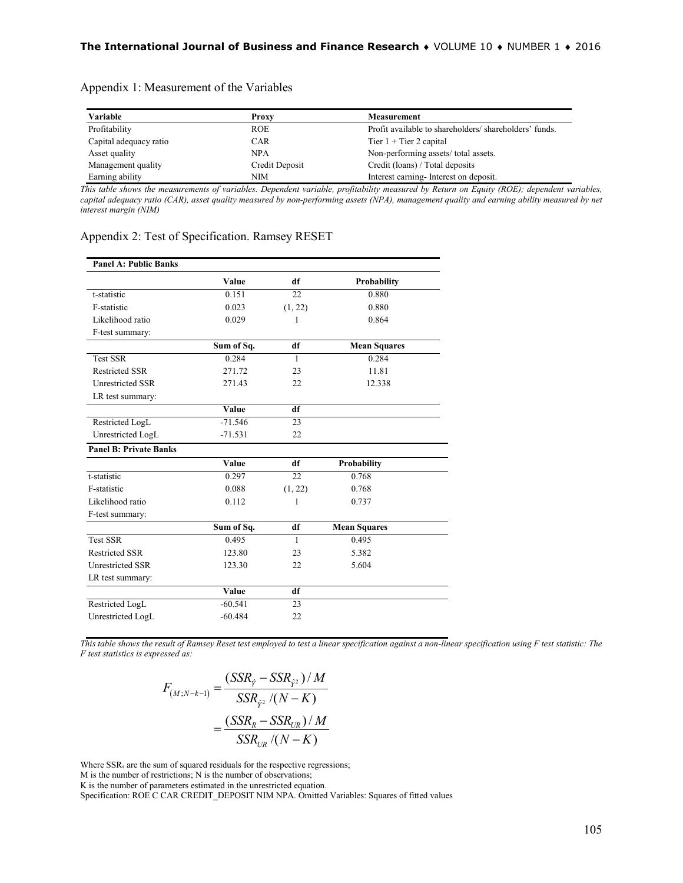Appendix 1: Measurement of the Variables

| Variable | Proxy | Measurement |
| --- | --- | --- |
| Profitability | ROE | Profit available to shareholders/ shareholders' funds. |
| Capital adequacy ratio | CAR | Tier 1 + Tier 2 capital |
| Asset quality | NPA | Non-performing assets/ total assets. |
| Management quality | Credit Deposit | Credit (loans) / Total deposits |
| Earning ability | NIM | Interest earning- Interest on deposit. |

*This table shows the measurements of variables. Dependent variable, profitability measured by Return on Equity (ROE); dependent variables, capital adequacy ratio (CAR), asset quality measured by non-performing assets (NPA), management quality and earning ability measured by net interest margin (NIM)*

Appendix 2: Test of Specification. Ramsey RESET

| **Panel A: Public Banks** | | | |
| --- | --- | --- | --- |
| | **Value** | **df** | **Probability** |
| t-statistic | 0.151 | 22 | 0.880 |
| F-statistic | 0.023 | (1, 22) | 0.880 |
| Likelihood ratio | 0.029 | 1 | 0.864 |
| F-test summary: | | | |
| | **Sum of Sq.** | **df** | **Mean Squares** |
| Test SSR | 0.284 | 1 | 0.284 |
| Restricted SSR | 271.72 | 23 | 11.81 |
| Unrestricted SSR | 271.43 | 22 | 12.338 |
| LR test summary: | | | |
| | **Value** | **df** | |
| Restricted LogL | -71.546 | 23 | |
| Unrestricted LogL | -71.531 | 22 | |
| **Panel B: Private Banks** | | | |
| | **Value** | **df** | **Probability** |
| t-statistic | 0.297 | 22 | 0.768 |
| F-statistic | 0.088 | (1, 22) | 0.768 |
| Likelihood ratio | 0.112 | 1 | 0.737 |
| F-test summary: | | | |
| | **Sum of Sq.** | **df** | **Mean Squares** |
| Test SSR | 0.495 | 1 | 0.495 |
| Restricted SSR | 123.80 | 23 | 5.382 |
| Unrestricted SSR | 123.30 | 22 | 5.604 |
| LR test summary: | | | |
| | **Value** | **df** | |
| Restricted LogL | -60.541 | 23 | |
| Unrestricted LogL | -60.484 | 22 | |

*This table shows the result of Ramsey Reset test employed to test a linear specification against a non-linear specification using F test statistic: The F test statistics is expressed as:*

$$F_{(M;N-k-1)} = \frac{(SSR_{\hat{Y}} - SSR_{\hat{Y}^2})/M}{SSR_{\hat{Y}^2}/(N-K)} = \frac{(SSR_R - SSR_{UR})/M}{SSR_{UR}/(N-K)}$$

Where $SSR_s$ are the sum of squared residuals for the respective regressions;
M is the number of restrictions; N is the number of observations;
K is the number of parameters estimated in the unrestricted equation.
Specification: ROE C CAR CREDIT_DEPOSIT NIM NPA. Omitted Variables: Squares of fitted values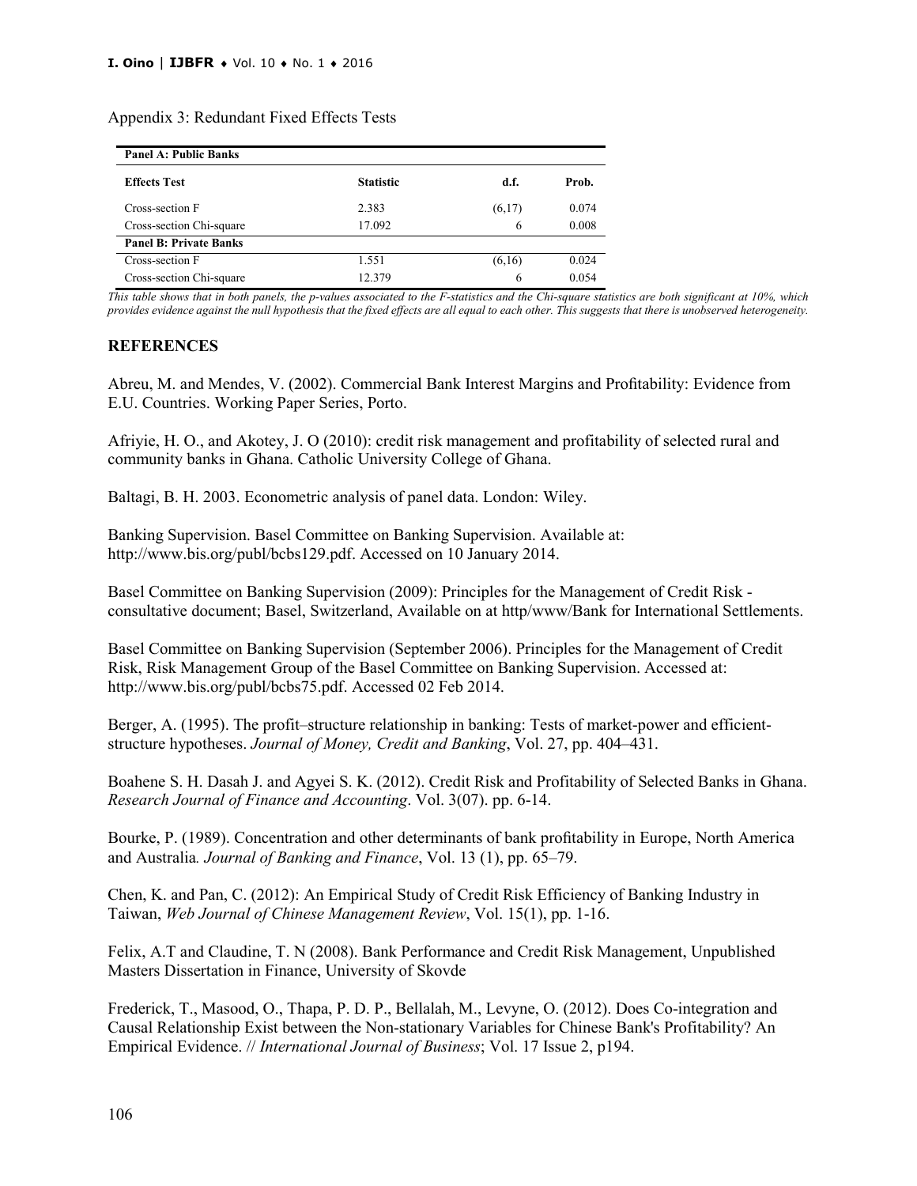Appendix 3: Redundant Fixed Effects Tests

| **Panel A: Public Banks** | | | |
|---|---|---|---|
| **Effects Test** | **Statistic** | **d.f.** | **Prob.** |
| Cross-section F | 2.383 | (6,17) | 0.074 |
| Cross-section Chi-square | 17.092 | 6 | 0.008 |
| **Panel B: Private Banks** | | | |
| Cross-section F | 1.551 | (6,16) | 0.024 |
| Cross-section Chi-square | 12.379 | 6 | 0.054 |

*This table shows that in both panels, the p-values associated to the F-statistics and the Chi-square statistics are both significant at 10%, which provides evidence against the null hypothesis that the fixed effects are all equal to each other. This suggests that there is unobserved heterogeneity.*

## REFERENCES

Abreu, M. and Mendes, V. (2002). Commercial Bank Interest Margins and Profitability: Evidence from E.U. Countries. Working Paper Series, Porto.

Afriyie, H. O., and Akotey, J. O (2010): credit risk management and profitability of selected rural and community banks in Ghana. Catholic University College of Ghana.

Baltagi, B. H. 2003. Econometric analysis of panel data. London: Wiley.

Banking Supervision. Basel Committee on Banking Supervision. Available at: http://www.bis.org/publ/bcbs129.pdf. Accessed on 10 January 2014.

Basel Committee on Banking Supervision (2009): Principles for the Management of Credit Risk - consultative document; Basel, Switzerland, Available on at http/www/Bank for International Settlements.

Basel Committee on Banking Supervision (September 2006). Principles for the Management of Credit Risk, Risk Management Group of the Basel Committee on Banking Supervision. Accessed at: http://www.bis.org/publ/bcbs75.pdf. Accessed 02 Feb 2014.

Berger, A. (1995). The profit–structure relationship in banking: Tests of market-power and efficient-structure hypotheses. *Journal of Money, Credit and Banking*, Vol. 27, pp. 404–431.

Boahene S. H. Dasah J. and Agyei S. K. (2012). Credit Risk and Profitability of Selected Banks in Ghana. *Research Journal of Finance and Accounting*. Vol. 3(07). pp. 6-14.

Bourke, P. (1989). Concentration and other determinants of bank profitability in Europe, North America and Australia*. Journal of Banking and Finance*, Vol. 13 (1), pp. 65–79.

Chen, K. and Pan, C. (2012): An Empirical Study of Credit Risk Efficiency of Banking Industry in Taiwan, *Web Journal of Chinese Management Review*, Vol. 15(1), pp. 1-16.

Felix, A.T and Claudine, T. N (2008). Bank Performance and Credit Risk Management, Unpublished Masters Dissertation in Finance, University of Skovde

Frederick, T., Masood, O., Thapa, P. D. P., Bellalah, M., Levyne, O. (2012). Does Co-integration and Causal Relationship Exist between the Non-stationary Variables for Chinese Bank's Profitability? An Empirical Evidence. // *International Journal of Business*; Vol. 17 Issue 2, p194.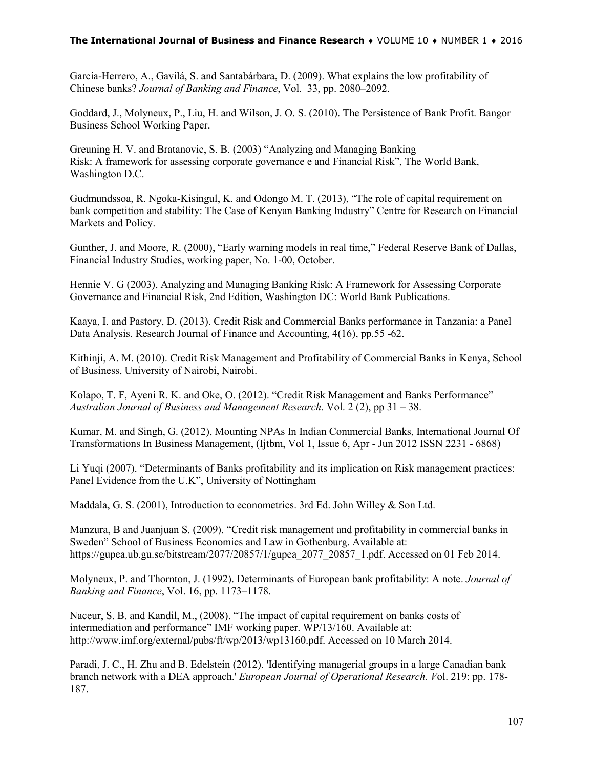García-Herrero, A., Gavilá, S. and Santabárbara, D. (2009). What explains the low profitability of Chinese banks? *Journal of Banking and Finance*, Vol. 33, pp. 2080–2092.

Goddard, J., Molyneux, P., Liu, H. and Wilson, J. O. S. (2010). The Persistence of Bank Profit. Bangor Business School Working Paper.

Greuning H. V. and Bratanovic, S. B. (2003) "Analyzing and Managing Banking Risk: A framework for assessing corporate governance e and Financial Risk", The World Bank, Washington D.C.

Gudmundssoa, R. Ngoka-Kisingul, K. and Odongo M. T. (2013), "The role of capital requirement on bank competition and stability: The Case of Kenyan Banking Industry" Centre for Research on Financial Markets and Policy.

Gunther, J. and Moore, R. (2000), "Early warning models in real time," Federal Reserve Bank of Dallas, Financial Industry Studies, working paper, No. 1-00, October.

Hennie V. G (2003), Analyzing and Managing Banking Risk: A Framework for Assessing Corporate Governance and Financial Risk, 2nd Edition, Washington DC: World Bank Publications.

Kaaya, I. and Pastory, D. (2013). Credit Risk and Commercial Banks performance in Tanzania: a Panel Data Analysis. Research Journal of Finance and Accounting, 4(16), pp.55 -62.

Kithinji, A. M. (2010). Credit Risk Management and Profitability of Commercial Banks in Kenya, School of Business, University of Nairobi, Nairobi.

Kolapo, T. F, Ayeni R. K. and Oke, O. (2012). "Credit Risk Management and Banks Performance" *Australian Journal of Business and Management Research*. Vol. 2 (2), pp 31 – 38.

Kumar, M. and Singh, G. (2012), Mounting NPAs In Indian Commercial Banks, International Journal Of Transformations In Business Management, (Ijtbm, Vol 1, Issue 6, Apr - Jun 2012 ISSN 2231 - 6868)

Li Yuqi (2007). "Determinants of Banks profitability and its implication on Risk management practices: Panel Evidence from the U.K", University of Nottingham

Maddala, G. S. (2001), Introduction to econometrics. 3rd Ed. John Willey & Son Ltd.

Manzura, B and Juanjuan S. (2009). "Credit risk management and profitability in commercial banks in Sweden" School of Business Economics and Law in Gothenburg. Available at: https://gupea.ub.gu.se/bitstream/2077/20857/1/gupea_2077_20857_1.pdf. Accessed on 01 Feb 2014.

Molyneux, P. and Thornton, J. (1992). Determinants of European bank profitability: A note. *Journal of Banking and Finance*, Vol. 16, pp. 1173–1178.

Naceur, S. B. and Kandil, M., (2008). "The impact of capital requirement on banks costs of intermediation and performance" IMF working paper. WP/13/160. Available at: http://www.imf.org/external/pubs/ft/wp/2013/wp13160.pdf. Accessed on 10 March 2014.

Paradi, J. C., H. Zhu and B. Edelstein (2012). 'Identifying managerial groups in a large Canadian bank branch network with a DEA approach.' *European Journal of Operational Research. V*ol. 219: pp. 178-187.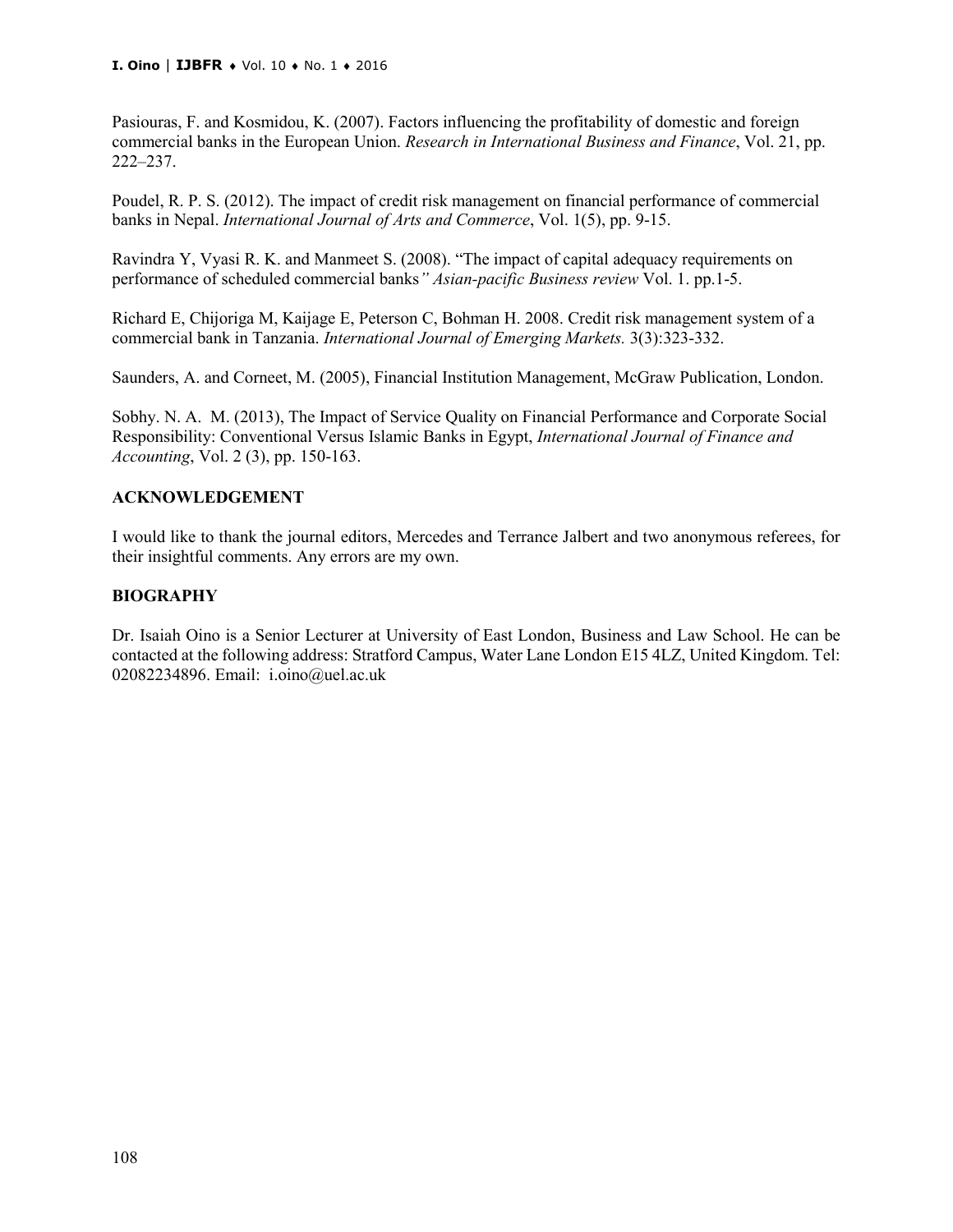Pasiouras, F. and Kosmidou, K. (2007). Factors influencing the profitability of domestic and foreign commercial banks in the European Union. *Research in International Business and Finance*, Vol. 21, pp. 222–237.

Poudel, R. P. S. (2012). The impact of credit risk management on financial performance of commercial banks in Nepal. *International Journal of Arts and Commerce*, Vol. 1(5), pp. 9-15.

Ravindra Y, Vyasi R. K. and Manmeet S. (2008). “The impact of capital adequacy requirements on performance of scheduled commercial banks*” Asian-pacific Business review* Vol. 1. pp.1-5.

Richard E, Chijoriga M, Kaijage E, Peterson C, Bohman H. 2008. Credit risk management system of a commercial bank in Tanzania. *International Journal of Emerging Markets.* 3(3):323-332.

Saunders, A. and Corneet, M. (2005), Financial Institution Management, McGraw Publication, London.

Sobhy. N. A. M. (2013), The Impact of Service Quality on Financial Performance and Corporate Social Responsibility: Conventional Versus Islamic Banks in Egypt, *International Journal of Finance and Accounting*, Vol. 2 (3), pp. 150-163.

## ACKNOWLEDGEMENT

I would like to thank the journal editors, Mercedes and Terrance Jalbert and two anonymous referees, for their insightful comments. Any errors are my own.

## BIOGRAPHY

Dr. Isaiah Oino is a Senior Lecturer at University of East London, Business and Law School. He can be contacted at the following address: Stratford Campus, Water Lane London E15 4LZ, United Kingdom. Tel: 02082234896. Email: i.oino@uel.ac.uk